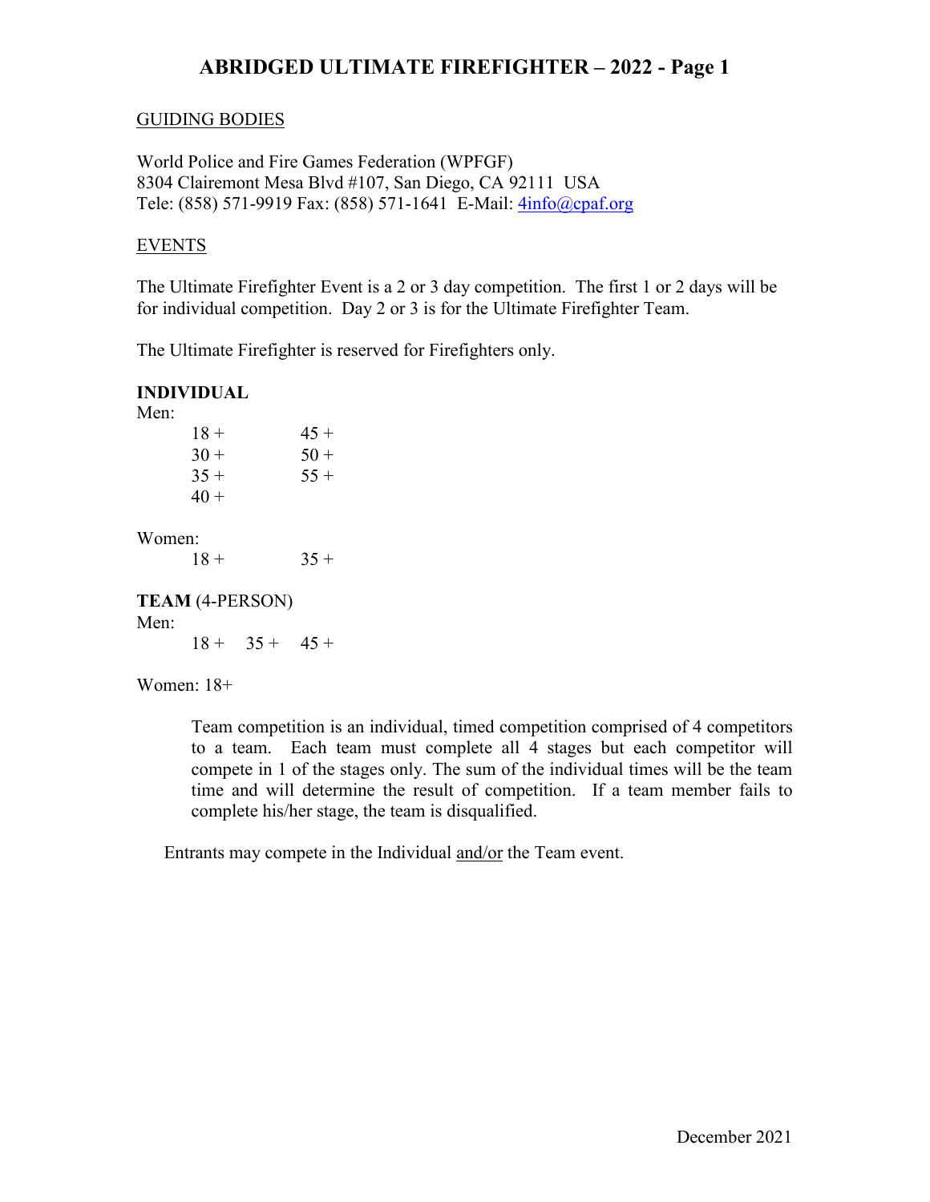# ABRIDGED ULTIMATE FIREFIGHTER – 2022 - Page 1

## GUIDING BODIES

World Police and Fire Games Federation (WPFGF)
8304 Clairemont Mesa Blvd #107, San Diego, CA 92111 USA
Tele: (858) 571-9919 Fax: (858) 571-1641 E-Mail: 4info@cpaf.org

## EVENTS

The Ultimate Firefighter Event is a 2 or 3 day competition. The first 1 or 2 days will be for individual competition. Day 2 or 3 is for the Ultimate Firefighter Team.

The Ultimate Firefighter is reserved for Firefighters only.

**INDIVIDUAL**

Men:

| | |
|---|---|
| 18 + | 45 + |
| 30 + | 50 + |
| 35 + | 55 + |
| 40 + | |

Women:

| | |
|---|---|
| 18 + | 35 + |

**TEAM** (4-PERSON)

Men:

18 + 35 + 45 +

Women: 18+

Team competition is an individual, timed competition comprised of 4 competitors to a team. Each team must complete all 4 stages but each competitor will compete in 1 of the stages only. The sum of the individual times will be the team time and will determine the result of competition. If a team member fails to complete his/her stage, the team is disqualified.

Entrants may compete in the Individual and/or the Team event.

December 2021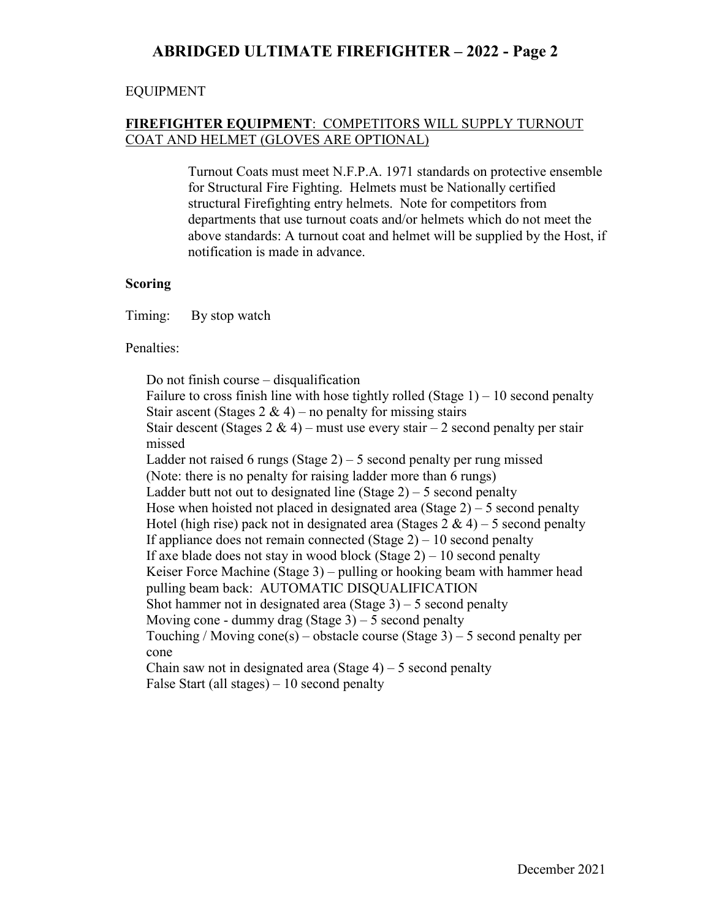EQUIPMENT

**FIREFIGHTER EQUIPMENT**: COMPETITORS WILL SUPPLY TURNOUT COAT AND HELMET (GLOVES ARE OPTIONAL)

Turnout Coats must meet N.F.P.A. 1971 standards on protective ensemble for Structural Fire Fighting. Helmets must be Nationally certified structural Firefighting entry helmets. Note for competitors from departments that use turnout coats and/or helmets which do not meet the above standards: A turnout coat and helmet will be supplied by the Host, if notification is made in advance.

**Scoring**

Timing: By stop watch

Penalties:

Do not finish course – disqualification
Failure to cross finish line with hose tightly rolled (Stage 1) – 10 second penalty
Stair ascent (Stages 2 & 4) – no penalty for missing stairs
Stair descent (Stages 2 & 4) – must use every stair – 2 second penalty per stair missed
Ladder not raised 6 rungs (Stage 2) – 5 second penalty per rung missed
(Note: there is no penalty for raising ladder more than 6 rungs)
Ladder butt not out to designated line (Stage 2) – 5 second penalty
Hose when hoisted not placed in designated area (Stage 2) – 5 second penalty
Hotel (high rise) pack not in designated area (Stages 2 & 4) – 5 second penalty
If appliance does not remain connected (Stage 2) – 10 second penalty
If axe blade does not stay in wood block (Stage 2) – 10 second penalty
Keiser Force Machine (Stage 3) – pulling or hooking beam with hammer head pulling beam back: AUTOMATIC DISQUALIFICATION
Shot hammer not in designated area (Stage 3) – 5 second penalty
Moving cone - dummy drag (Stage 3) – 5 second penalty
Touching / Moving cone(s) – obstacle course (Stage 3) – 5 second penalty per cone
Chain saw not in designated area (Stage 4) – 5 second penalty
False Start (all stages) – 10 second penalty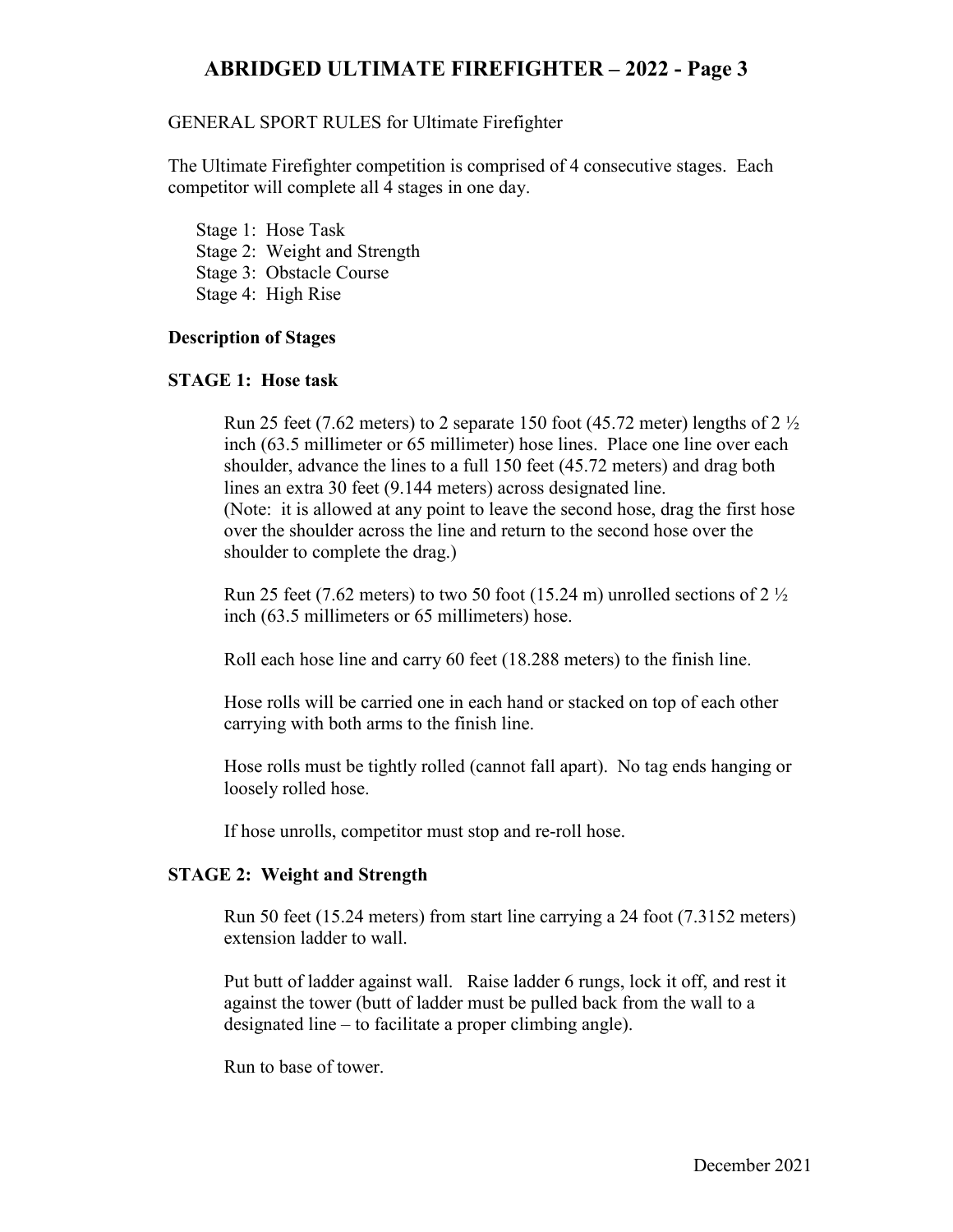GENERAL SPORT RULES for Ultimate Firefighter

The Ultimate Firefighter competition is comprised of 4 consecutive stages. Each competitor will complete all 4 stages in one day.

Stage 1: Hose Task
Stage 2: Weight and Strength
Stage 3: Obstacle Course
Stage 4: High Rise

**Description of Stages**

**STAGE 1: Hose task**

Run 25 feet (7.62 meters) to 2 separate 150 foot (45.72 meter) lengths of 2 ½ inch (63.5 millimeter or 65 millimeter) hose lines. Place one line over each shoulder, advance the lines to a full 150 feet (45.72 meters) and drag both lines an extra 30 feet (9.144 meters) across designated line.
(Note: it is allowed at any point to leave the second hose, drag the first hose over the shoulder across the line and return to the second hose over the shoulder to complete the drag.)

Run 25 feet (7.62 meters) to two 50 foot (15.24 m) unrolled sections of 2 ½ inch (63.5 millimeters or 65 millimeters) hose.

Roll each hose line and carry 60 feet (18.288 meters) to the finish line.

Hose rolls will be carried one in each hand or stacked on top of each other carrying with both arms to the finish line.

Hose rolls must be tightly rolled (cannot fall apart). No tag ends hanging or loosely rolled hose.

If hose unrolls, competitor must stop and re-roll hose.

**STAGE 2: Weight and Strength**

Run 50 feet (15.24 meters) from start line carrying a 24 foot (7.3152 meters) extension ladder to wall.

Put butt of ladder against wall. Raise ladder 6 rungs, lock it off, and rest it against the tower (butt of ladder must be pulled back from the wall to a designated line – to facilitate a proper climbing angle).

Run to base of tower.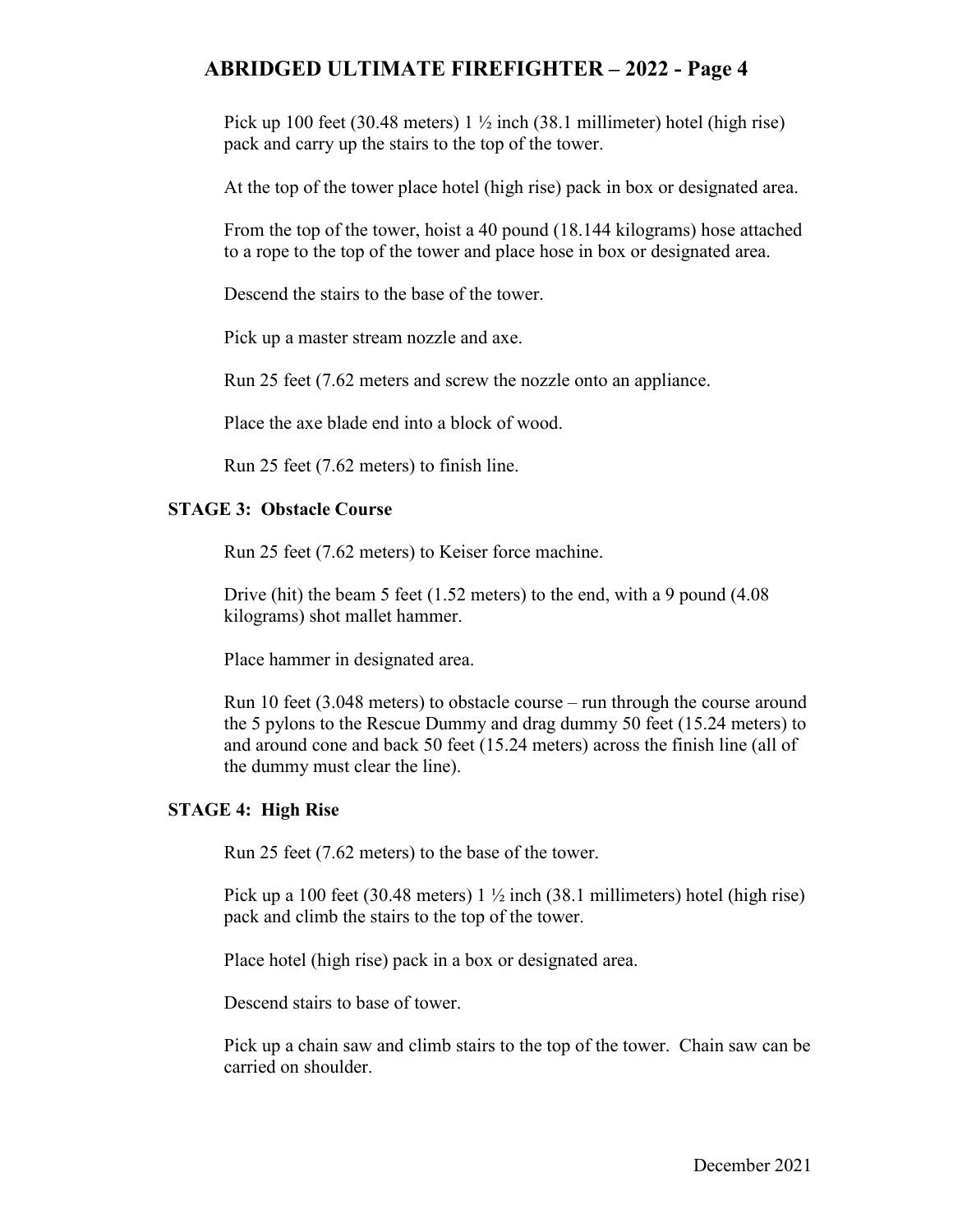Pick up 100 feet (30.48 meters) 1 ½ inch (38.1 millimeter) hotel (high rise) pack and carry up the stairs to the top of the tower.

At the top of the tower place hotel (high rise) pack in box or designated area.

From the top of the tower, hoist a 40 pound (18.144 kilograms) hose attached to a rope to the top of the tower and place hose in box or designated area.

Descend the stairs to the base of the tower.

Pick up a master stream nozzle and axe.

Run 25 feet (7.62 meters and screw the nozzle onto an appliance.

Place the axe blade end into a block of wood.

Run 25 feet (7.62 meters) to finish line.

**STAGE 3: Obstacle Course**

Run 25 feet (7.62 meters) to Keiser force machine.

Drive (hit) the beam 5 feet (1.52 meters) to the end, with a 9 pound (4.08 kilograms) shot mallet hammer.

Place hammer in designated area.

Run 10 feet (3.048 meters) to obstacle course – run through the course around the 5 pylons to the Rescue Dummy and drag dummy 50 feet (15.24 meters) to and around cone and back 50 feet (15.24 meters) across the finish line (all of the dummy must clear the line).

**STAGE 4: High Rise**

Run 25 feet (7.62 meters) to the base of the tower.

Pick up a 100 feet (30.48 meters) 1 ½ inch (38.1 millimeters) hotel (high rise) pack and climb the stairs to the top of the tower.

Place hotel (high rise) pack in a box or designated area.

Descend stairs to base of tower.

Pick up a chain saw and climb stairs to the top of the tower. Chain saw can be carried on shoulder.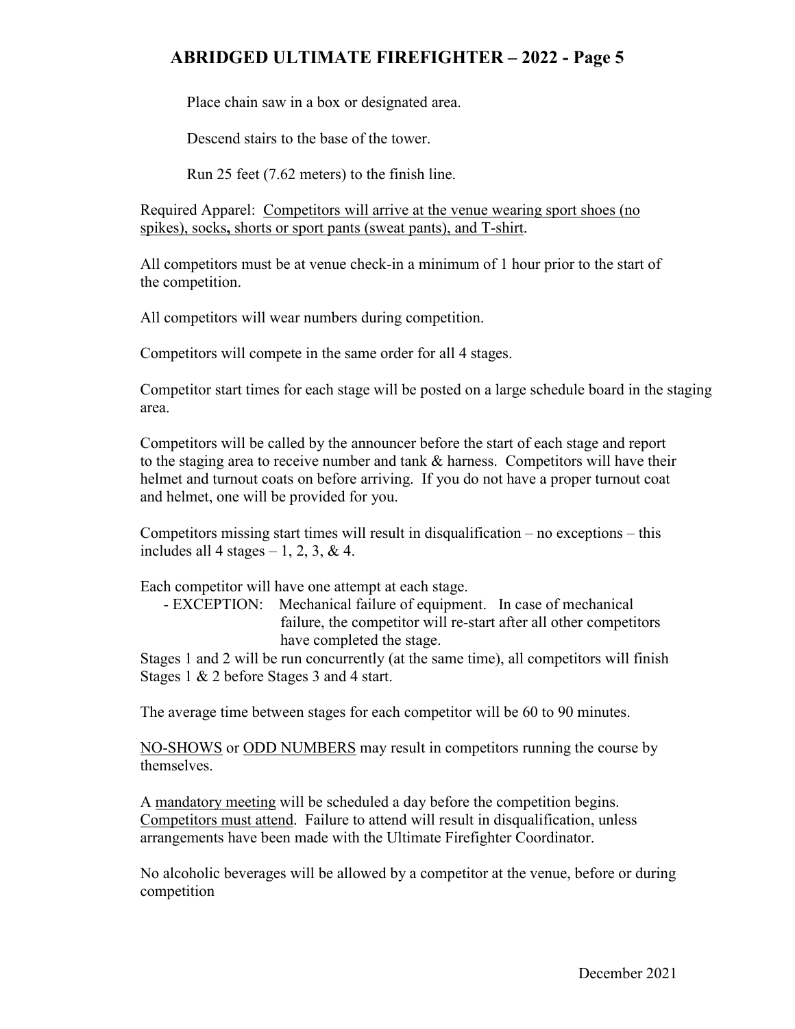Place chain saw in a box or designated area.

Descend stairs to the base of the tower.

Run 25 feet (7.62 meters) to the finish line.

Required Apparel: Competitors will arrive at the venue wearing sport shoes (no spikes), socks, shorts or sport pants (sweat pants), and T-shirt.

All competitors must be at venue check-in a minimum of 1 hour prior to the start of the competition.

All competitors will wear numbers during competition.

Competitors will compete in the same order for all 4 stages.

Competitor start times for each stage will be posted on a large schedule board in the staging area.

Competitors will be called by the announcer before the start of each stage and report to the staging area to receive number and tank & harness. Competitors will have their helmet and turnout coats on before arriving. If you do not have a proper turnout coat and helmet, one will be provided for you.

Competitors missing start times will result in disqualification – no exceptions – this includes all 4 stages – 1, 2, 3, & 4.

Each competitor will have one attempt at each stage.

- EXCEPTION: Mechanical failure of equipment. In case of mechanical failure, the competitor will re-start after all other competitors have completed the stage.

Stages 1 and 2 will be run concurrently (at the same time), all competitors will finish Stages 1 & 2 before Stages 3 and 4 start.

The average time between stages for each competitor will be 60 to 90 minutes.

NO-SHOWS or ODD NUMBERS may result in competitors running the course by themselves.

A mandatory meeting will be scheduled a day before the competition begins. Competitors must attend. Failure to attend will result in disqualification, unless arrangements have been made with the Ultimate Firefighter Coordinator.

No alcoholic beverages will be allowed by a competitor at the venue, before or during competition